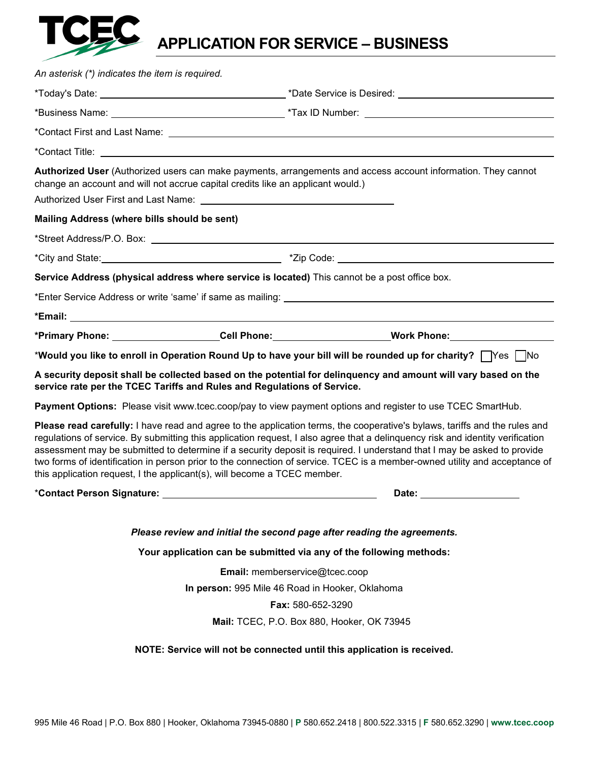# TCEC APPLICATION FOR SERVICE – BUSINESS

*An asterisk (*) indicates the item is required.*

*Today's Date: ______________________ *Date Service is Desired: ______________________

*Business Name: ______________________ *Tax ID Number: ______________________

*Contact First and Last Name: ______________________

*Contact Title: ______________________

**Authorized User** (Authorized users can make payments, arrangements and access account information. They cannot change an account and will not accrue capital credits like an applicant would.)

Authorized User First and Last Name: ______________________

**Mailing Address (where bills should be sent)**

*Street Address/P.O. Box: ______________________

*City and State: ______________________ *Zip Code: ______________________

**Service Address (physical address where service is located)** This cannot be a post office box.

*Enter Service Address or write 'same' if same as mailing: ______________________

***Email:** ______________________

***Primary Phone:** ______________ **Cell Phone:** ______________ **Work Phone:** ______________

***Would you like to enroll in Operation Round Up to have your bill will be rounded up for charity?** ☐ Yes ☐ No

**A security deposit shall be collected based on the potential for delinquency and amount will vary based on the service rate per the TCEC Tariffs and Rules and Regulations of Service.**

**Payment Options:** Please visit www.tcec.coop/pay to view payment options and register to use TCEC SmartHub.

**Please read carefully:** I have read and agree to the application terms, the cooperative's bylaws, tariffs and the rules and regulations of service. By submitting this application request, I also agree that a delinquency risk and identity verification assessment may be submitted to determine if a security deposit is required. I understand that I may be asked to provide two forms of identification in person prior to the connection of service. TCEC is a member-owned utility and acceptance of this application request, I the applicant(s), will become a TCEC member.

***Contact Person Signature:** ______________________ **Date:** ______________

***Please review and initial the second page after reading the agreements.***

**Your application can be submitted via any of the following methods:**

**Email:** memberservice@tcec.coop

**In person:** 995 Mile 46 Road in Hooker, Oklahoma

**Fax:** 580-652-3290

**Mail:** TCEC, P.O. Box 880, Hooker, OK 73945

**NOTE: Service will not be connected until this application is received.**

995 Mile 46 Road | P.O. Box 880 | Hooker, Oklahoma 73945-0880 | **P** 580.652.2418 | 800.522.3315 | **F** 580.652.3290 | **www.tcec.coop**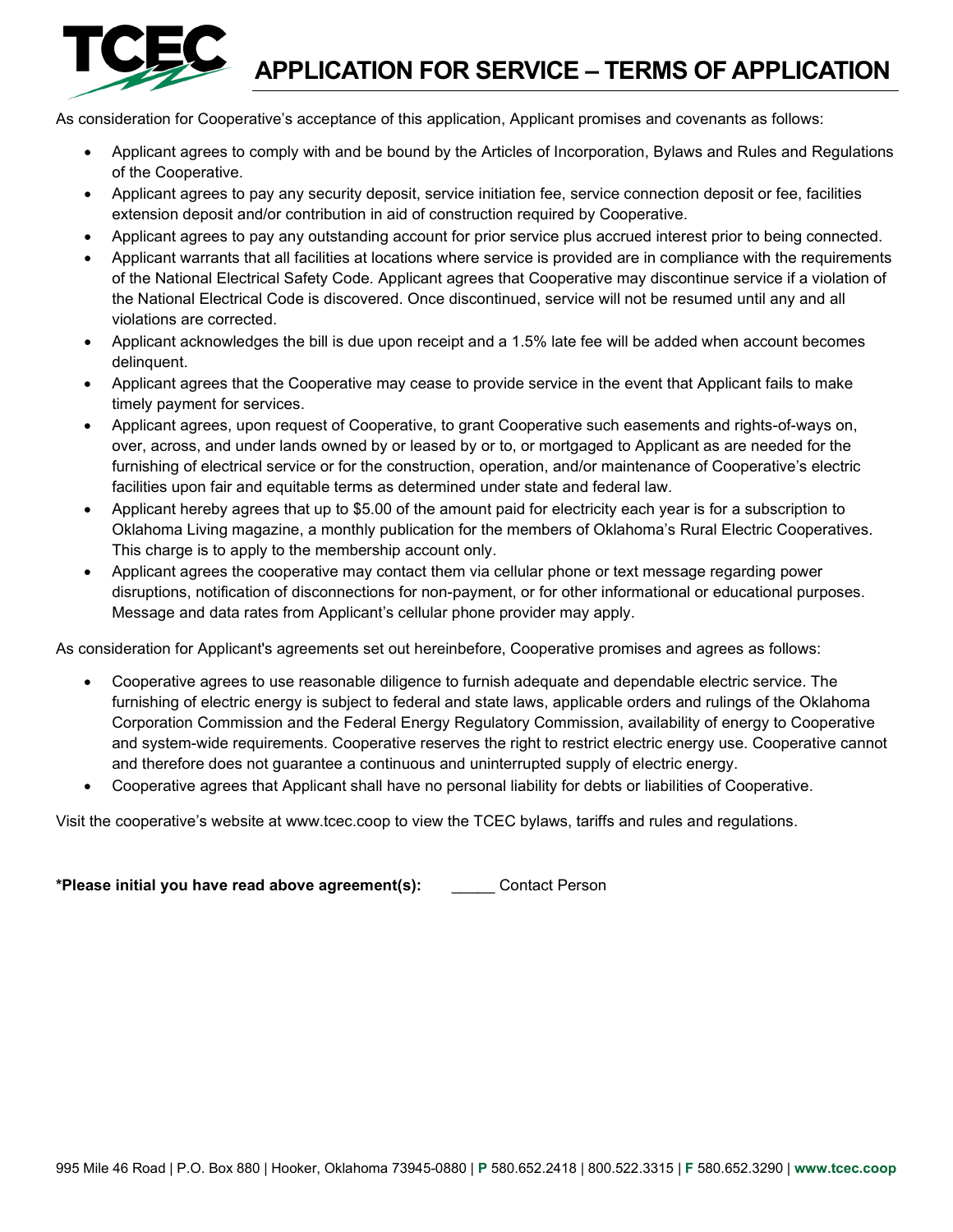# APPLICATION FOR SERVICE – TERMS OF APPLICATION

As consideration for Cooperative's acceptance of this application, Applicant promises and covenants as follows:

- Applicant agrees to comply with and be bound by the Articles of Incorporation, Bylaws and Rules and Regulations of the Cooperative.
- Applicant agrees to pay any security deposit, service initiation fee, service connection deposit or fee, facilities extension deposit and/or contribution in aid of construction required by Cooperative.
- Applicant agrees to pay any outstanding account for prior service plus accrued interest prior to being connected.
- Applicant warrants that all facilities at locations where service is provided are in compliance with the requirements of the National Electrical Safety Code. Applicant agrees that Cooperative may discontinue service if a violation of the National Electrical Code is discovered. Once discontinued, service will not be resumed until any and all violations are corrected.
- Applicant acknowledges the bill is due upon receipt and a 1.5% late fee will be added when account becomes delinquent.
- Applicant agrees that the Cooperative may cease to provide service in the event that Applicant fails to make timely payment for services.
- Applicant agrees, upon request of Cooperative, to grant Cooperative such easements and rights-of-ways on, over, across, and under lands owned by or leased by or to, or mortgaged to Applicant as are needed for the furnishing of electrical service or for the construction, operation, and/or maintenance of Cooperative's electric facilities upon fair and equitable terms as determined under state and federal law.
- Applicant hereby agrees that up to $5.00 of the amount paid for electricity each year is for a subscription to Oklahoma Living magazine, a monthly publication for the members of Oklahoma's Rural Electric Cooperatives. This charge is to apply to the membership account only.
- Applicant agrees the cooperative may contact them via cellular phone or text message regarding power disruptions, notification of disconnections for non-payment, or for other informational or educational purposes. Message and data rates from Applicant's cellular phone provider may apply.

As consideration for Applicant's agreements set out hereinbefore, Cooperative promises and agrees as follows:

- Cooperative agrees to use reasonable diligence to furnish adequate and dependable electric service. The furnishing of electric energy is subject to federal and state laws, applicable orders and rulings of the Oklahoma Corporation Commission and the Federal Energy Regulatory Commission, availability of energy to Cooperative and system-wide requirements. Cooperative reserves the right to restrict electric energy use. Cooperative cannot and therefore does not guarantee a continuous and uninterrupted supply of electric energy.
- Cooperative agrees that Applicant shall have no personal liability for debts or liabilities of Cooperative.

Visit the cooperative's website at www.tcec.coop to view the TCEC bylaws, tariffs and rules and regulations.

**\*Please initial you have read above agreement(s):** _____ Contact Person

995 Mile 46 Road | P.O. Box 880 | Hooker, Oklahoma 73945-0880 | **P** 580.652.2418 | 800.522.3315 | **F** 580.652.3290 | **www.tcec.coop**